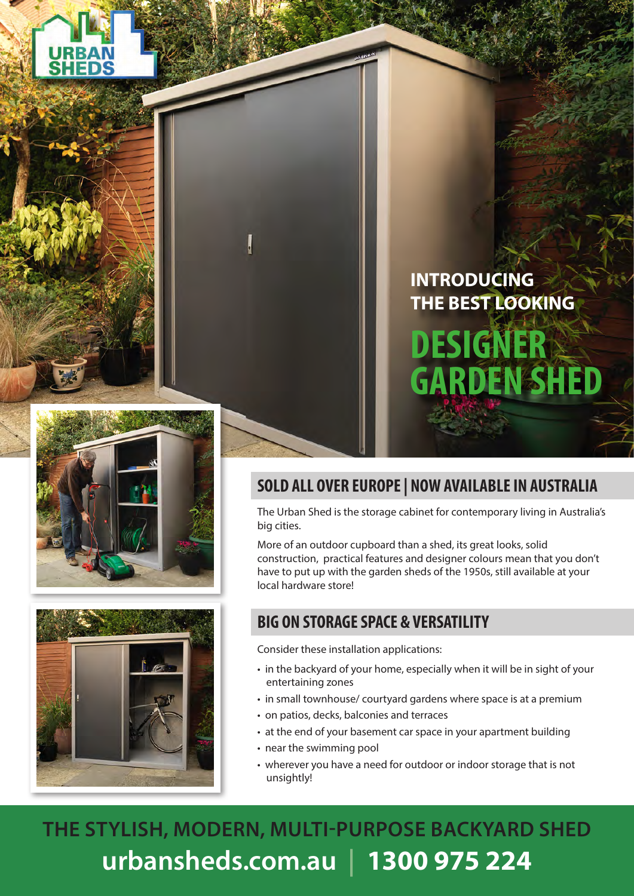URBAN SHEDS

INTRODUCING THE BEST LOOKING

# DESIGNER GARDEN SHED

## SOLD ALL OVER EUROPE | NOW AVAILABLE IN AUSTRALIA

The Urban Shed is the storage cabinet for contemporary living in Australia's big cities.

More of an outdoor cupboard than a shed, its great looks, solid construction, practical features and designer colours mean that you don't have to put up with the garden sheds of the 1950s, still available at your local hardware store!

## BIG ON STORAGE SPACE & VERSATILITY

Consider these installation applications:

- in the backyard of your home, especially when it will be in sight of your entertaining zones
- in small townhouse/ courtyard gardens where space is at a premium
- on patios, decks, balconies and terraces
- at the end of your basement car space in your apartment building
- near the swimming pool
- wherever you have a need for outdoor or indoor storage that is not unsightly!

**THE STYLISH, MODERN, MULTI-PURPOSE BACKYARD SHED**

**urbansheds.com.au | 1300 975 224**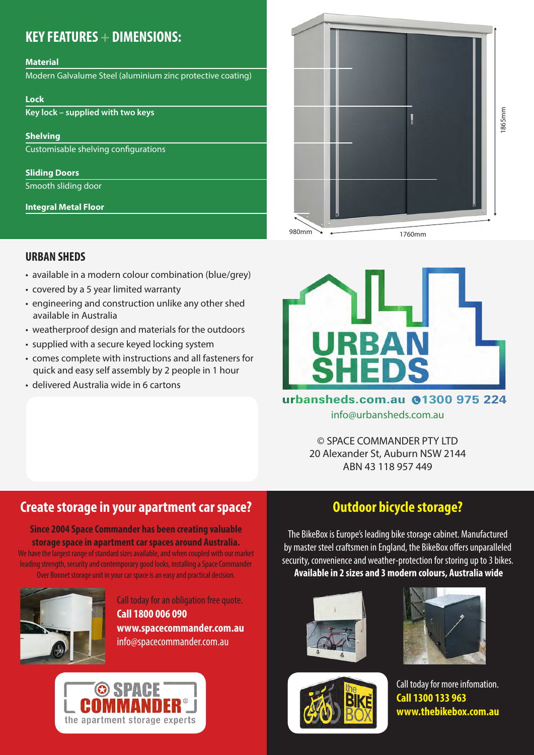## KEY FEATURES + DIMENSIONS:

**Material**
Modern Galvalume Steel (aluminium zinc protective coating)

**Lock**
Key lock – supplied with two keys

**Shelving**
Customisable shelving configurations

**Sliding Doors**
Smooth sliding door

**Integral Metal Floor**

1865mm

980mm

1760mm

## URBAN SHEDS

- available in a modern colour combination (blue/grey)
- covered by a 5 year limited warranty
- engineering and construction unlike any other shed available in Australia
- weatherproof design and materials for the outdoors
- supplied with a secure keyed locking system
- comes complete with instructions and all fasteners for quick and easy self assembly by 2 people in 1 hour
- delivered Australia wide in 6 cartons

URBAN SHEDS

**urbansheds.com.au 1300 975 224**
info@urbansheds.com.au

© SPACE COMMANDER PTY LTD
20 Alexander St, Auburn NSW 2144
ABN 43 118 957 449

## Create storage in your apartment car space?

**Since 2004 Space Commander has been creating valuable storage space in apartment car spaces around Australia.**
We have the largest range of standard sizes available, and when coupled with our market leading strength, security and contemporary good looks, installing a Space Commander Over Bonnet storage unit in your car space is an easy and practical decision.

Call today for an obligation free quote.
**Call 1800 006 090**
**www.spacecommander.com.au**
info@spacecommander.com.au

SPACE COMMANDER® the apartment storage experts

## Outdoor bicycle storage?

The BikeBox is Europe's leading bike storage cabinet. Manufactured by master steel craftsmen in England, the BikeBox offers unparalleled security, convenience and weather-protection for storing up to 3 bikes.
**Available in 2 sizes and 3 modern colours, Australia wide**

the BIKE BOX

Call today for more infomation.
**Call 1300 133 963**
**www.thebikebox.com.au**